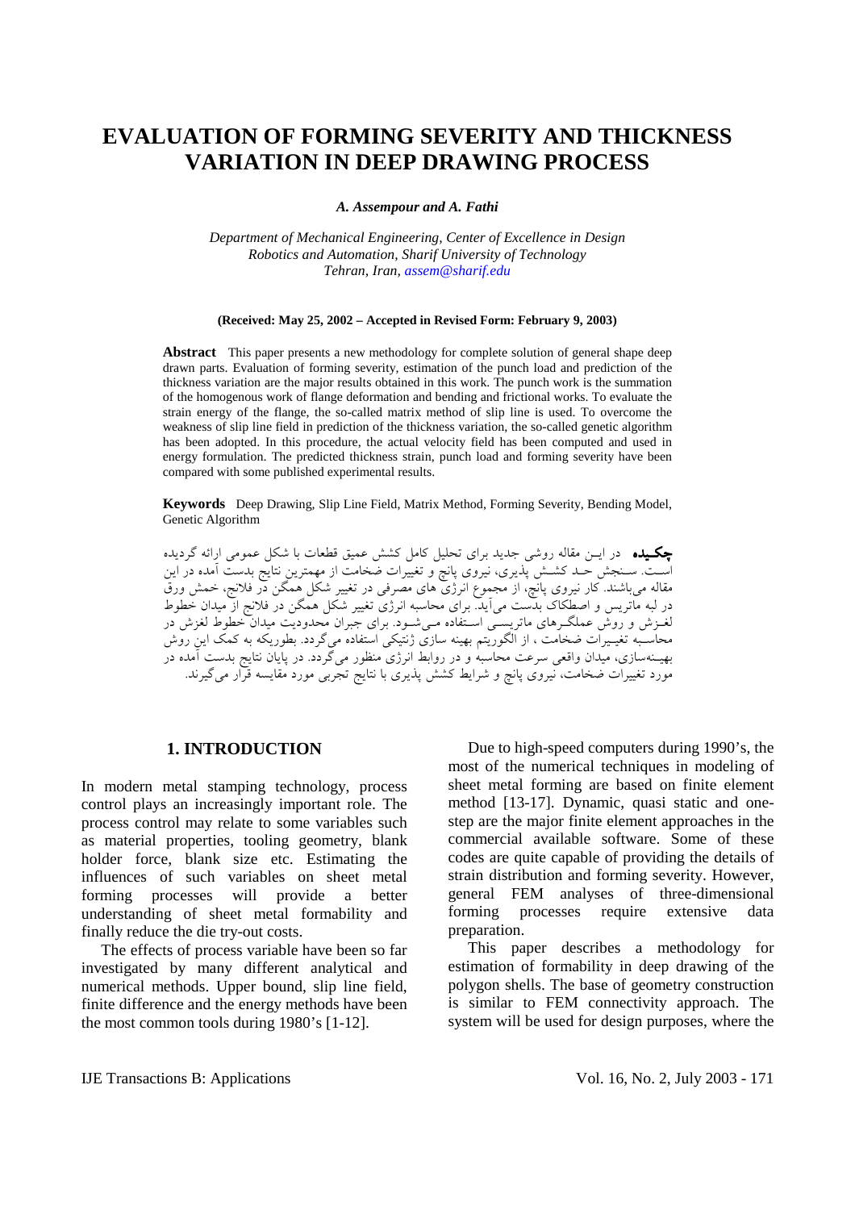# EVALUATION OF FORMING SEVERITY AND THICKNESS VARIATION IN DEEP DRAWING PROCESS

*A. Assempour and A. Fathi*

*Department of Mechanical Engineering, Center of Excellence in Design Robotics and Automation, Sharif University of Technology Tehran, Iran, assem@sharif.edu*

**(Received: May 25, 2002 – Accepted in Revised Form: February 9, 2003)**

**Abstract** This paper presents a new methodology for complete solution of general shape deep drawn parts. Evaluation of forming severity, estimation of the punch load and prediction of the thickness variation are the major results obtained in this work. The punch work is the summation of the homogenous work of flange deformation and bending and frictional works. To evaluate the strain energy of the flange, the so-called matrix method of slip line is used. To overcome the weakness of slip line field in prediction of the thickness variation, the so-called genetic algorithm has been adopted. In this procedure, the actual velocity field has been computed and used in energy formulation. The predicted thickness strain, punch load and forming severity have been compared with some published experimental results.

**Keywords** Deep Drawing, Slip Line Field, Matrix Method, Forming Severity, Bending Model, Genetic Algorithm

**چکیده** در ایـن مقاله روشی جدید برای تحلیل کامل کشش عمیق قطعات با شکل عمومی ارائه گردیده اسـت. سـنجش حـد کشـش پذیری، نیروی پانچ و تغییرات ضخامت از مهمترین نتایج بدست آمده در این مقاله می‌باشند. کار نیروی پانچ، از مجموع انرژی های مصرفی در تغییر شکل همگن در فلانج، خمش ورق در لبه ماتریس و اصطکاک بدست می‌آید. برای محاسبه انرژی تغییر شکل همگن در فلانج از میدان خطوط لغـزش و روش عملگـرهای ماتریسـی اسـتفاده مـی‌شـود. برای جبران محدودیت میدان خطوط لغزش در محاسـبه تغییـرات ضخامت ، از الگوریتم بهینه سازی ژنتیکی استفاده می‌گردد. بطوریکه به کمک این روش بهینـه‌سازی، میدان واقعی سرعت محاسبه و در روابط انرژی منظور می‌گردد. در پایان نتایج بدست آمده در مورد تغییرات ضخامت، نیروی پانچ و شرایط کشش پذیری با نتایج تجربی مورد مقایسه قرار می‌گیرند.

## 1. INTRODUCTION

In modern metal stamping technology, process control plays an increasingly important role. The process control may relate to some variables such as material properties, tooling geometry, blank holder force, blank size etc. Estimating the influences of such variables on sheet metal forming processes will provide a better understanding of sheet metal formability and finally reduce the die try-out costs.

The effects of process variable have been so far investigated by many different analytical and numerical methods. Upper bound, slip line field, finite difference and the energy methods have been the most common tools during 1980's [1-12].

Due to high-speed computers during 1990's, the most of the numerical techniques in modeling of sheet metal forming are based on finite element method [13-17]. Dynamic, quasi static and one-step are the major finite element approaches in the commercial available software. Some of these codes are quite capable of providing the details of strain distribution and forming severity. However, general FEM analyses of three-dimensional forming processes require extensive data preparation.

This paper describes a methodology for estimation of formability in deep drawing of the polygon shells. The base of geometry construction is similar to FEM connectivity approach. The system will be used for design purposes, where the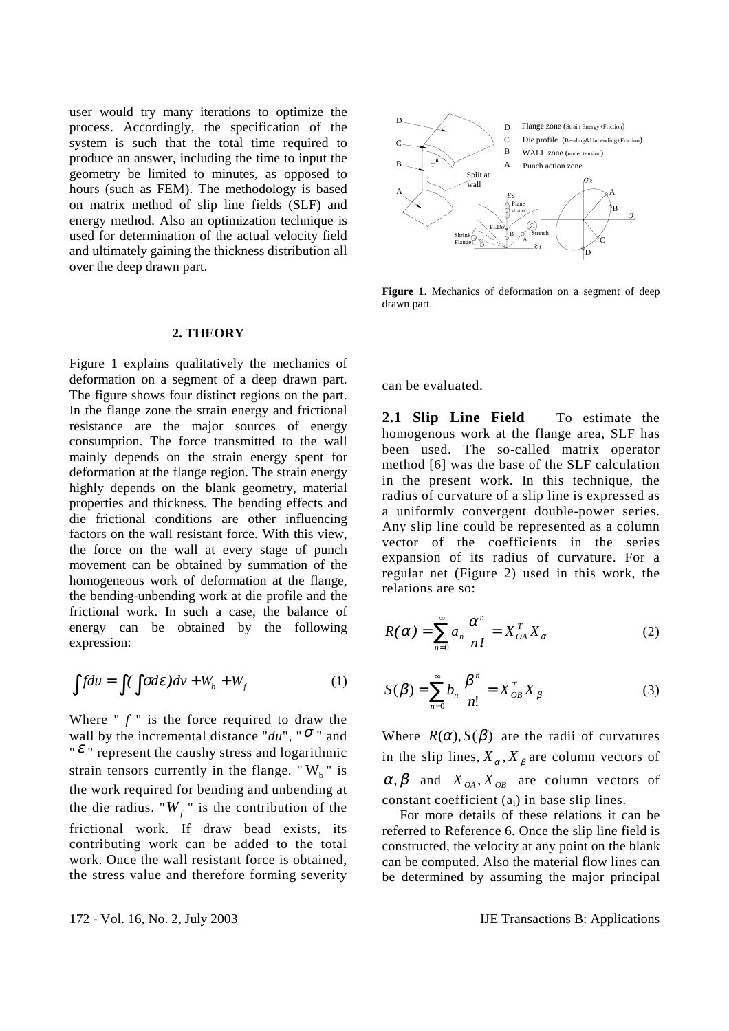user would try many iterations to optimize the process. Accordingly, the specification of the system is such that the total time required to produce an answer, including the time to input the geometry be limited to minutes, as opposed to hours (such as FEM). The methodology is based on matrix method of slip line fields (SLF) and energy method. Also an optimization technique is used for determination of the actual velocity field and ultimately gaining the thickness distribution all over the deep drawn part.

**Figure 1**. Mechanics of deformation on a segment of deep drawn part.

## 2. THEORY

Figure 1 explains qualitatively the mechanics of deformation on a segment of a deep drawn part. The figure shows four distinct regions on the part. In the flange zone the strain energy and frictional resistance are the major sources of energy consumption. The force transmitted to the wall mainly depends on the strain energy spent for deformation at the flange region. The strain energy highly depends on the blank geometry, material properties and thickness. The bending effects and die frictional conditions are other influencing factors on the wall resistant force. With this view, the force on the wall at every stage of punch movement can be obtained by summation of the homogeneous work of deformation at the flange, the bending-unbending work at die profile and the frictional work. In such a case, the balance of energy can be obtained by the following expression:

$$\int f du = \int \left( \int \sigma d\varepsilon \right) dv + W_b + W_f \tag{1}$$

Where " $f$ " is the force required to draw the wall by the incremental distance "$du$", "$\sigma$" and "$\varepsilon$" represent the caushy stress and logarithmic strain tensors currently in the flange. "$W_b$" is the work required for bending and unbending at the die radius. "$W_f$" is the contribution of the frictional work. If draw bead exists, its contributing work can be added to the total work. Once the wall resistant force is obtained, the stress value and therefore forming severity can be evaluated.

**2.1 Slip Line Field** To estimate the homogenous work at the flange area, SLF has been used. The so-called matrix operator method [6] was the base of the SLF calculation in the present work. In this technique, the radius of curvature of a slip line is expressed as a uniformly convergent double-power series. Any slip line could be represented as a column vector of the coefficients in the series expansion of its radius of curvature. For a regular net (Figure 2) used in this work, the relations are so:

$$R(\alpha) = \sum_{n=0}^{\infty} a_n \frac{\alpha^n}{n!} = X_{OA}^T X_{\alpha} \tag{2}$$

$$S(\beta) = \sum_{n=0}^{\infty} b_n \frac{\beta^n}{n!} = X_{OB}^T X_{\beta} \tag{3}$$

Where $R(\alpha), S(\beta)$ are the radii of curvatures in the slip lines, $X_{\alpha}, X_{\beta}$ are column vectors of $\alpha, \beta$ and $X_{OA}, X_{OB}$ are column vectors of constant coefficient ($a_i$) in base slip lines.

For more details of these relations it can be referred to Reference 6. Once the slip line field is constructed, the velocity at any point on the blank can be computed. Also the material flow lines can be determined by assuming the major principal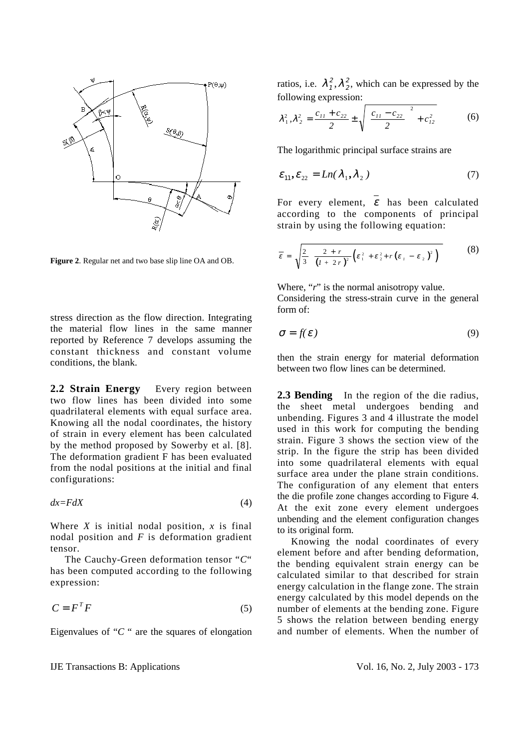Figure 2. Regular net and two base slip line OA and OB.

stress direction as the flow direction. Integrating the material flow lines in the same manner reported by Reference 7 develops assuming the constant thickness and constant volume conditions, the blank.

**2.2 Strain Energy** Every region between two flow lines has been divided into some quadrilateral elements with equal surface area. Knowing all the nodal coordinates, the history of strain in every element has been calculated by the method proposed by Sowerby et al. [8]. The deformation gradient F has been evaluated from the nodal positions at the initial and final configurations:

$$dx = FdX \tag{4}$$

Where $X$ is initial nodal position, $x$ is final nodal position and $F$ is deformation gradient tensor.

The Cauchy-Green deformation tensor "$C$" has been computed according to the following expression:

$$C = F^T F \tag{5}$$

Eigenvalues of "$C$" are the squares of elongation ratios, i.e. $\lambda_1^2, \lambda_2^2$, which can be expressed by the following expression:

$$\lambda_1^2, \lambda_2^2 = \frac{c_{11} + c_{22}}{2} \pm \sqrt{\left(\frac{c_{11} - c_{22}}{2}\right)^2 + c_{12}^2} \tag{6}$$

The logarithmic principal surface strains are

$$\varepsilon_{11}, \varepsilon_{22} = Ln(\lambda_1, \lambda_2) \tag{7}$$

For every element, $\bar{\varepsilon}$ has been calculated according to the components of principal strain by using the following equation:

$$\bar{\varepsilon} = \sqrt{\frac{2}{3}\, \frac{2+r}{(1+2r)^2}\left(\varepsilon_1^2 + \varepsilon_2^2 + r(\varepsilon_1 - \varepsilon_2)^2\right)} \tag{8}$$

Where, "$r$" is the normal anisotropy value.
Considering the stress-strain curve in the general form of:

$$\sigma = f(\varepsilon) \tag{9}$$

then the strain energy for material deformation between two flow lines can be determined.

**2.3 Bending** In the region of the die radius, the sheet metal undergoes bending and unbending. Figures 3 and 4 illustrate the model used in this work for computing the bending strain. Figure 3 shows the section view of the strip. In the figure the strip has been divided into some quadrilateral elements with equal surface area under the plane strain conditions. The configuration of any element that enters the die profile zone changes according to Figure 4. At the exit zone every element undergoes unbending and the element configuration changes to its original form.

Knowing the nodal coordinates of every element before and after bending deformation, the bending equivalent strain energy can be calculated similar to that described for strain energy calculation in the flange zone. The strain energy calculated by this model depends on the number of elements at the bending zone. Figure 5 shows the relation between bending energy and number of elements. When the number of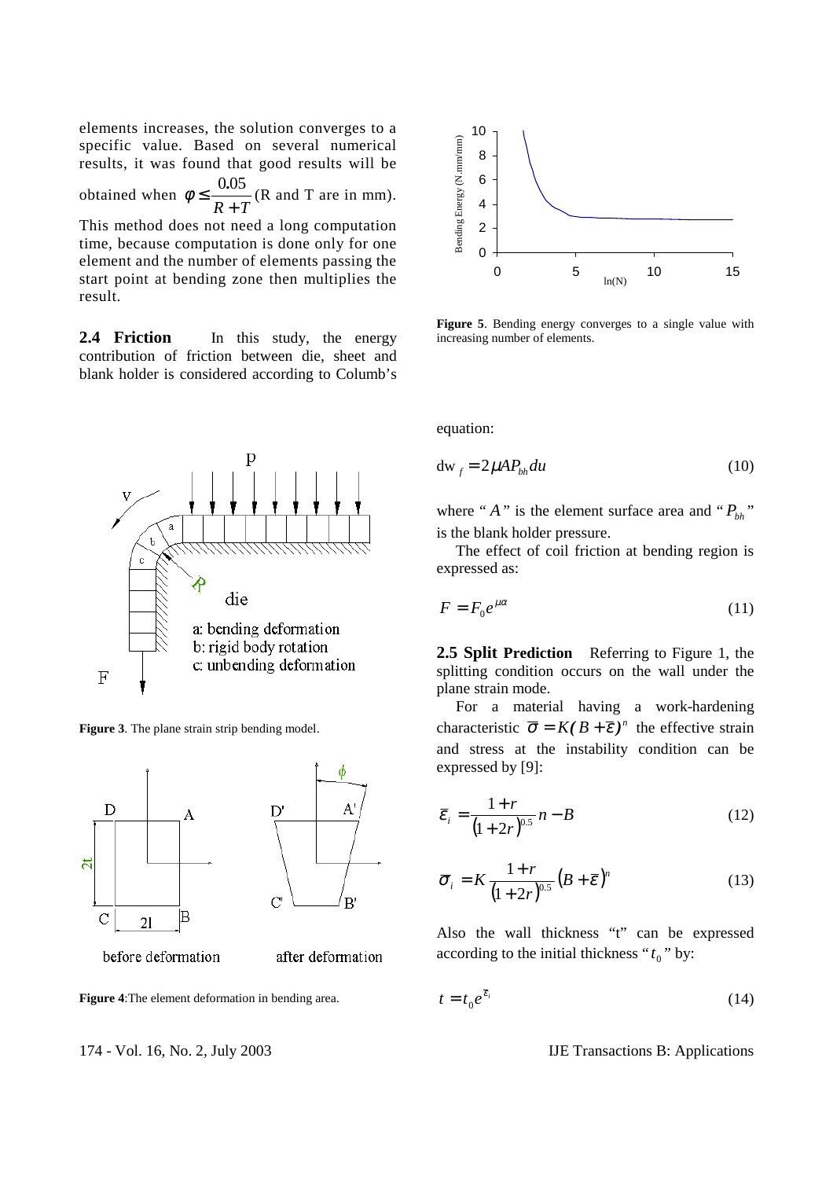elements increases, the solution converges to a specific value. Based on several numerical results, it was found that good results will be obtained when $\phi \le \frac{0.05}{R+T}$ (R and T are in mm). This method does not need a long computation time, because computation is done only for one element and the number of elements passing the start point at bending zone then multiplies the result.

**2.4 Friction** In this study, the energy contribution of friction between die, sheet and blank holder is considered according to Columb's equation:

$$\mathrm{dw}_f = 2\mu A P_{bh} du \tag{10}$$

where "$A$" is the element surface area and "$P_{bh}$" is the blank holder pressure.

The effect of coil friction at bending region is expressed as:

$$F = F_0 e^{\mu\alpha} \tag{11}$$

**Figure 5**. Bending energy converges to a single value with increasing number of elements.

**Figure 3**. The plane strain strip bending model.

**Figure 4**:The element deformation in bending area.

**2.5 Split Prediction** Referring to Figure 1, the splitting condition occurs on the wall under the plane strain mode.

For a material having a work-hardening characteristic $\bar{\sigma} = K(B+\bar{\varepsilon})^n$ the effective strain and stress at the instability condition can be expressed by [9]:

$$\bar{\varepsilon}_i = \frac{1+r}{(1+2r)^{0.5}} n - B \tag{12}$$

$$\bar{\sigma}_i = K \frac{1+r}{(1+2r)^{0.5}} (B+\bar{\varepsilon})^n \tag{13}$$

Also the wall thickness "t" can be expressed according to the initial thickness "$t_0$" by:

$$t = t_0 e^{\bar{\varepsilon}_i} \tag{14}$$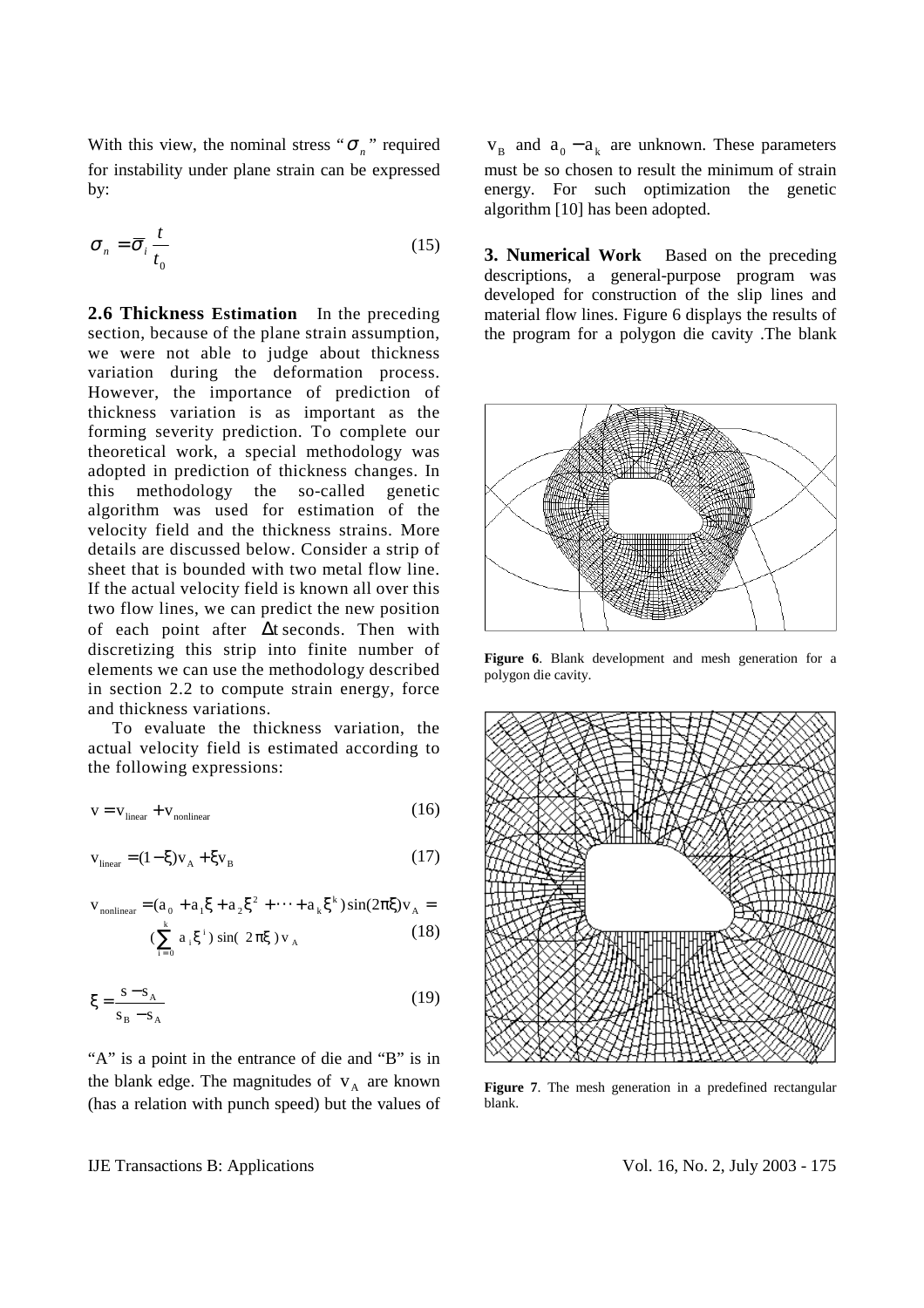With this view, the nominal stress "$\sigma_n$" required for instability under plane strain can be expressed by:

$$\sigma_n = \bar{\sigma}_i \frac{t}{t_0} \tag{15}$$

**2.6 Thickness Estimation** In the preceding section, because of the plane strain assumption, we were not able to judge about thickness variation during the deformation process. However, the importance of prediction of thickness variation is as important as the forming severity prediction. To complete our theoretical work, a special methodology was adopted in prediction of thickness changes. In this methodology the so-called genetic algorithm was used for estimation of the velocity field and the thickness strains. More details are discussed below. Consider a strip of sheet that is bounded with two metal flow line. If the actual velocity field is known all over this two flow lines, we can predict the new position of each point after $\Delta t$ seconds. Then with discretizing this strip into finite number of elements we can use the methodology described in section 2.2 to compute strain energy, force and thickness variations.

To evaluate the thickness variation, the actual velocity field is estimated according to the following expressions:

$$v = v_{linear} + v_{nonlinear} \tag{16}$$

$$v_{linear} = (1-\xi)v_A + \xi v_B \tag{17}$$

$$v_{nonlinear} = (a_0 + a_1\xi + a_2\xi^2 + \cdots + a_k\xi^k)\sin(2\pi\xi)v_A = (\sum_{i=0}^{k} a_i\xi^i)\sin(2\pi\xi)v_A \tag{18}$$

$$\xi = \frac{s - s_A}{s_B - s_A} \tag{19}$$

"A" is a point in the entrance of die and "B" is in the blank edge. The magnitudes of $v_A$ are known (has a relation with punch speed) but the values of $v_B$ and $a_0 - a_k$ are unknown. These parameters must be so chosen to result the minimum of strain energy. For such optimization the genetic algorithm [10] has been adopted.

**3. Numerical Work** Based on the preceding descriptions, a general-purpose program was developed for construction of the slip lines and material flow lines. Figure 6 displays the results of the program for a polygon die cavity .The blank

**Figure 6**. Blank development and mesh generation for a polygon die cavity.

**Figure 7**. The mesh generation in a predefined rectangular blank.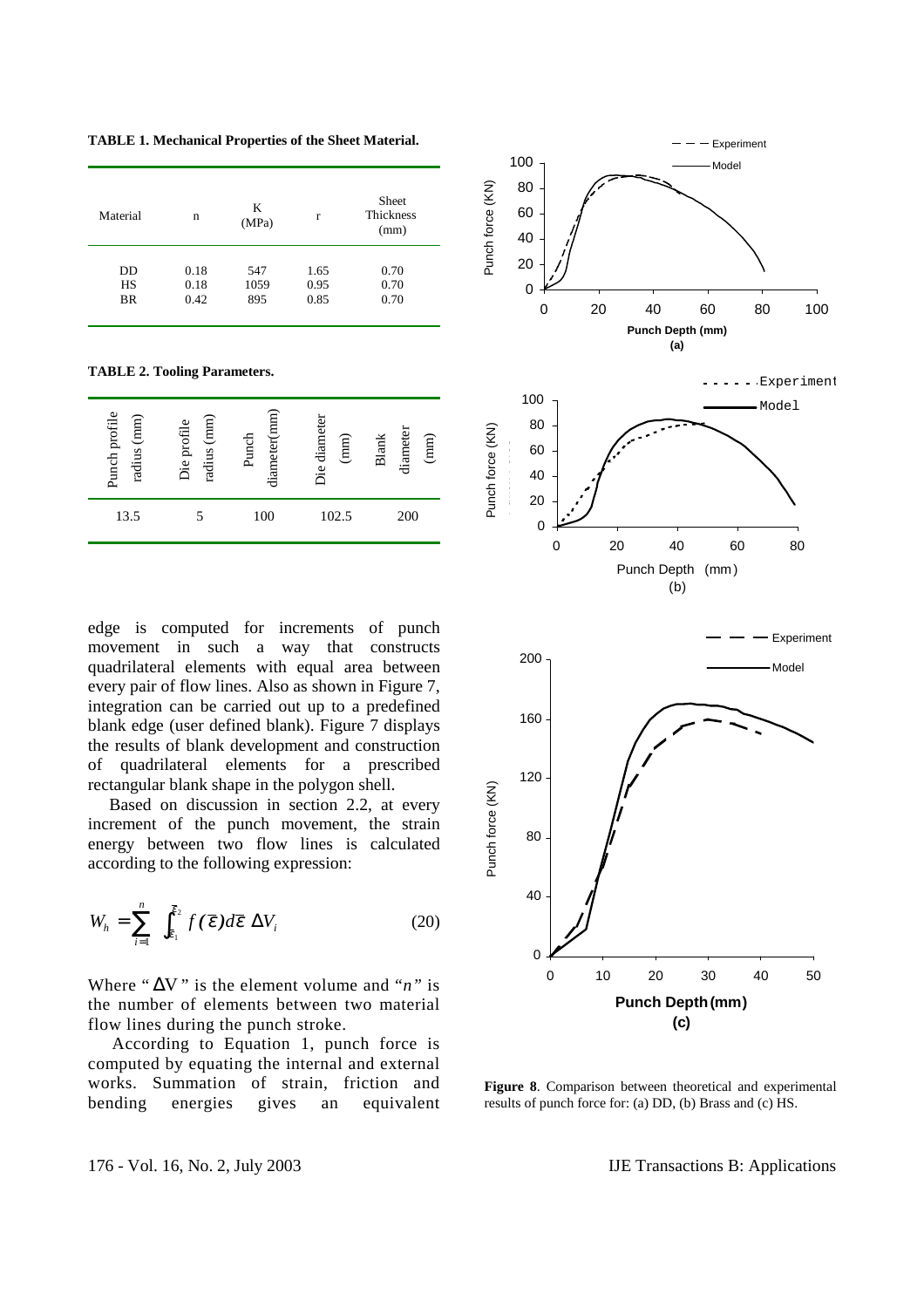**TABLE 1. Mechanical Properties of the Sheet Material.**

| Material | n | K (MPa) | r | Sheet Thickness (mm) |
|---|---|---|---|---|
| DD | 0.18 | 547 | 1.65 | 0.70 |
| HS | 0.18 | 1059 | 0.95 | 0.70 |
| BR | 0.42 | 895 | 0.85 | 0.70 |

**TABLE 2. Tooling Parameters.**

| Punch profile radius (mm) | Die profile radius (mm) | Punch diameter(mm) | Die diameter (mm) | Blank diameter (mm) |
|---|---|---|---|---|
| 13.5 | 5 | 100 | 102.5 | 200 |

edge is computed for increments of punch movement in such a way that constructs quadrilateral elements with equal area between every pair of flow lines. Also as shown in Figure 7, integration can be carried out up to a predefined blank edge (user defined blank). Figure 7 displays the results of blank development and construction of quadrilateral elements for a prescribed rectangular blank shape in the polygon shell.

Based on discussion in section 2.2, at every increment of the punch movement, the strain energy between two flow lines is calculated according to the following expression:

$$W_h = \sum_{i=1}^{n} \int_{\bar{\varepsilon}_1}^{\bar{\varepsilon}_2} f(\bar{\varepsilon}) d\bar{\varepsilon} \, \Delta V_i \qquad (20)$$

Where "$\Delta V$" is the element volume and "$n$" is the number of elements between two material flow lines during the punch stroke.

According to Equation 1, punch force is computed by equating the internal and external works. Summation of strain, friction and bending energies gives an equivalent

**Figure 8**. Comparison between theoretical and experimental results of punch force for: (a) DD, (b) Brass and (c) HS.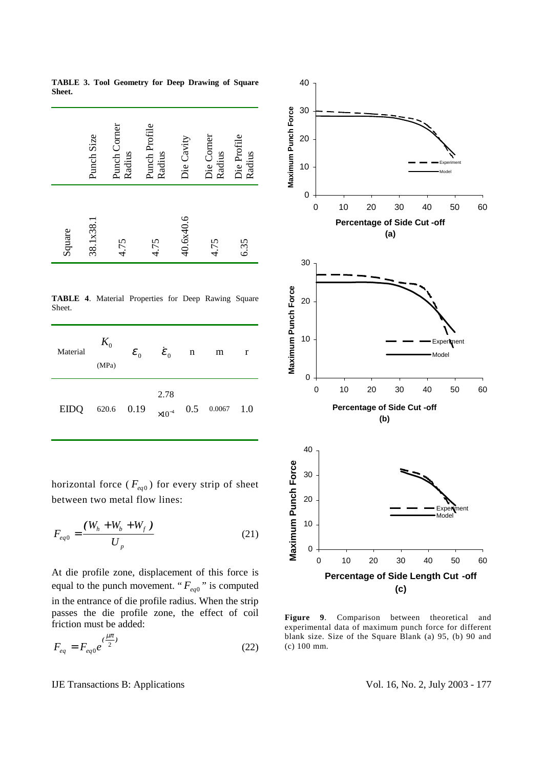**TABLE 3. Tool Geometry for Deep Drawing of Square Sheet.**

| | Punch Size | Punch Corner Radius | Punch Profile Radius | Die Cavity | Die Corner Radius | Die Profile Radius |
|---|---|---|---|---|---|---|
| Square | 38.1x38.1 | 4.75 | 4.75 | 40.6x40.6 | 4.75 | 6.35 |

**TABLE 4**. Material Properties for Deep Rawing Square Sheet.

| Material | $K_0$ (MPa) | $\varepsilon_0$ | $\dot{\varepsilon}_0$ | n | m | r |
|---|---|---|---|---|---|---|
| EIDQ | 620.6 | 0.19 | $2.78 \times 10^{-4}$ | 0.5 | 0.0067 | 1.0 |

horizontal force ($F_{eq0}$) for every strip of sheet between two metal flow lines:

$$F_{eq0} = \frac{(W_h + W_b + W_f)}{U_p} \tag{21}$$

At die profile zone, displacement of this force is equal to the punch movement. "$F_{eq0}$" is computed in the entrance of die profile radius. When the strip passes the die profile zone, the effect of coil friction must be added:

$$F_{eq} = F_{eq0} e^{(\frac{\mu\pi}{2})} \tag{22}$$

**Figure 9**. Comparison between theoretical and experimental data of maximum punch force for different blank size. Size of the Square Blank (a) 95, (b) 90 and (c) 100 mm.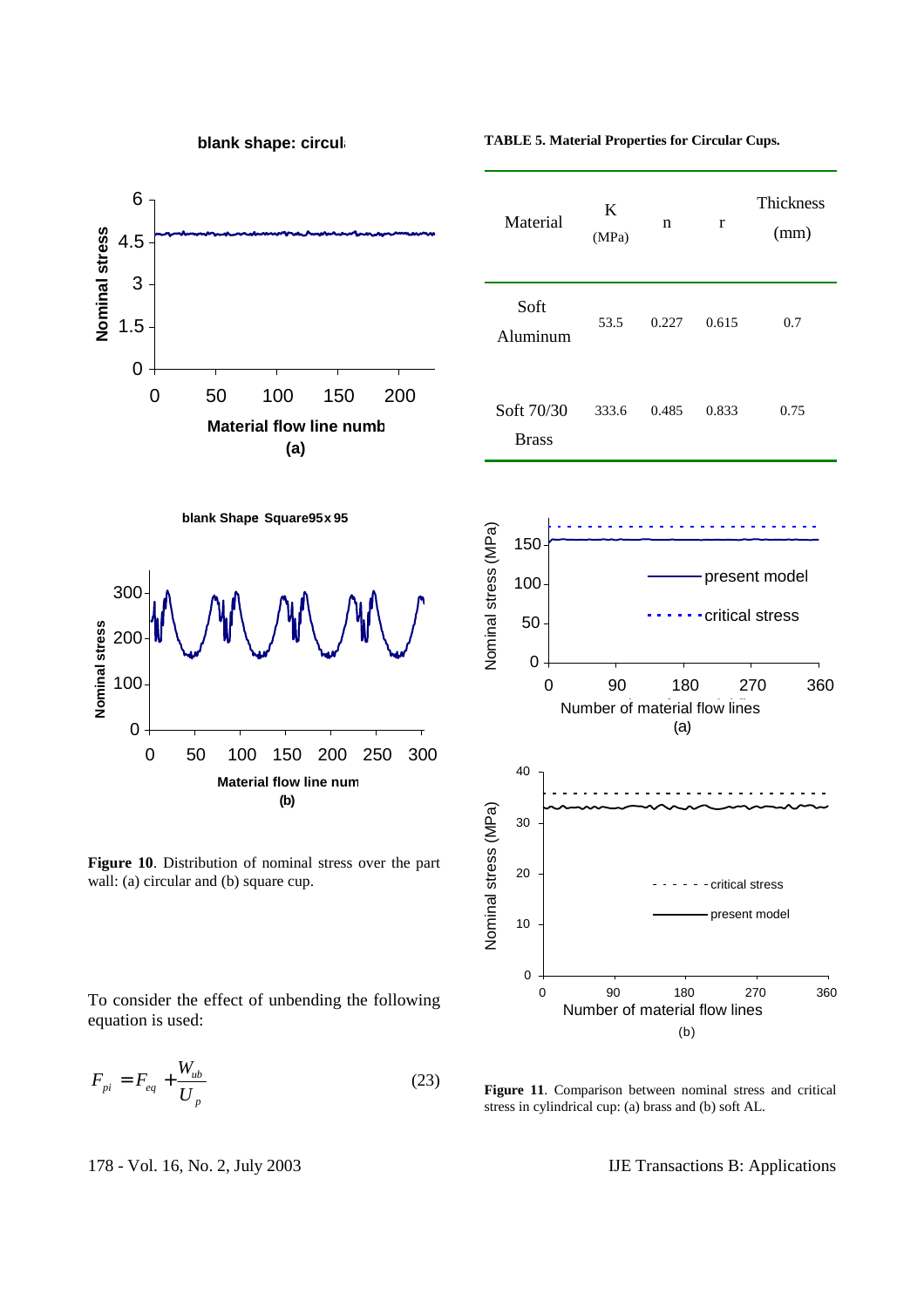**TABLE 5. Material Properties for Circular Cups.**

| Material | K (MPa) | n | r | Thickness (mm) |
|---|---|---|---|---|
| Soft Aluminum | 53.5 | 0.227 | 0.615 | 0.7 |
| Soft 70/30 Brass | 333.6 | 0.485 | 0.833 | 0.75 |

**Figure 10**. Distribution of nominal stress over the part wall: (a) circular and (b) square cup.

**Figure 11**. Comparison between nominal stress and critical stress in cylindrical cup: (a) brass and (b) soft AL.

To consider the effect of unbending the following equation is used:

$$F_{pi} = F_{eq} + \frac{W_{ub}}{U_p} \tag{23}$$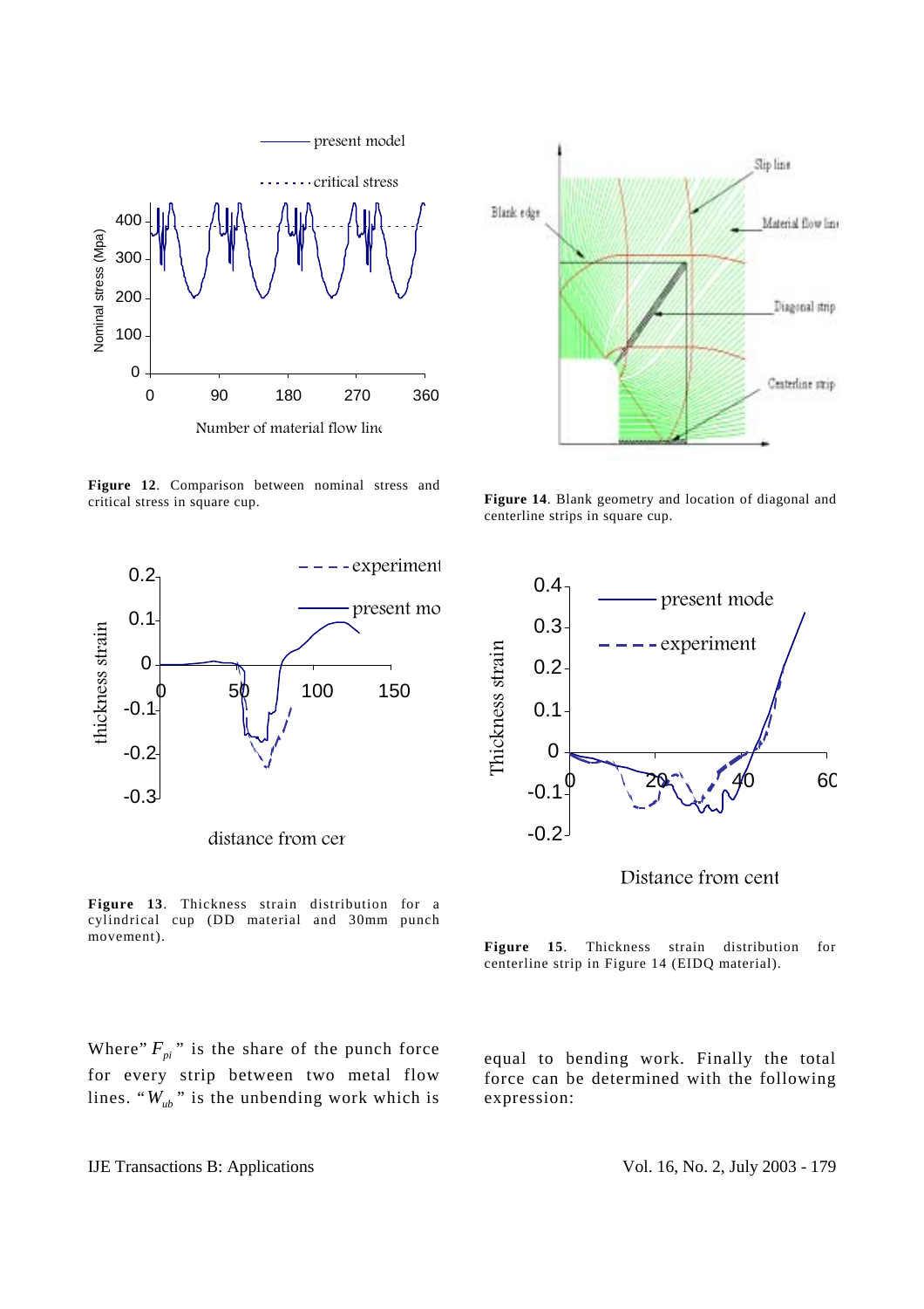**Figure 12**. Comparison between nominal stress and critical stress in square cup.

**Figure 14**. Blank geometry and location of diagonal and centerline strips in square cup.

**Figure 13**. Thickness strain distribution for a cylindrical cup (DD material and 30mm punch movement).

**Figure 15**. Thickness strain distribution for centerline strip in Figure 14 (EIDQ material).

Where" $F_{pi}$ " is the share of the punch force for every strip between two metal flow lines. " $W_{ub}$ " is the unbending work which is equal to bending work. Finally the total force can be determined with the following expression: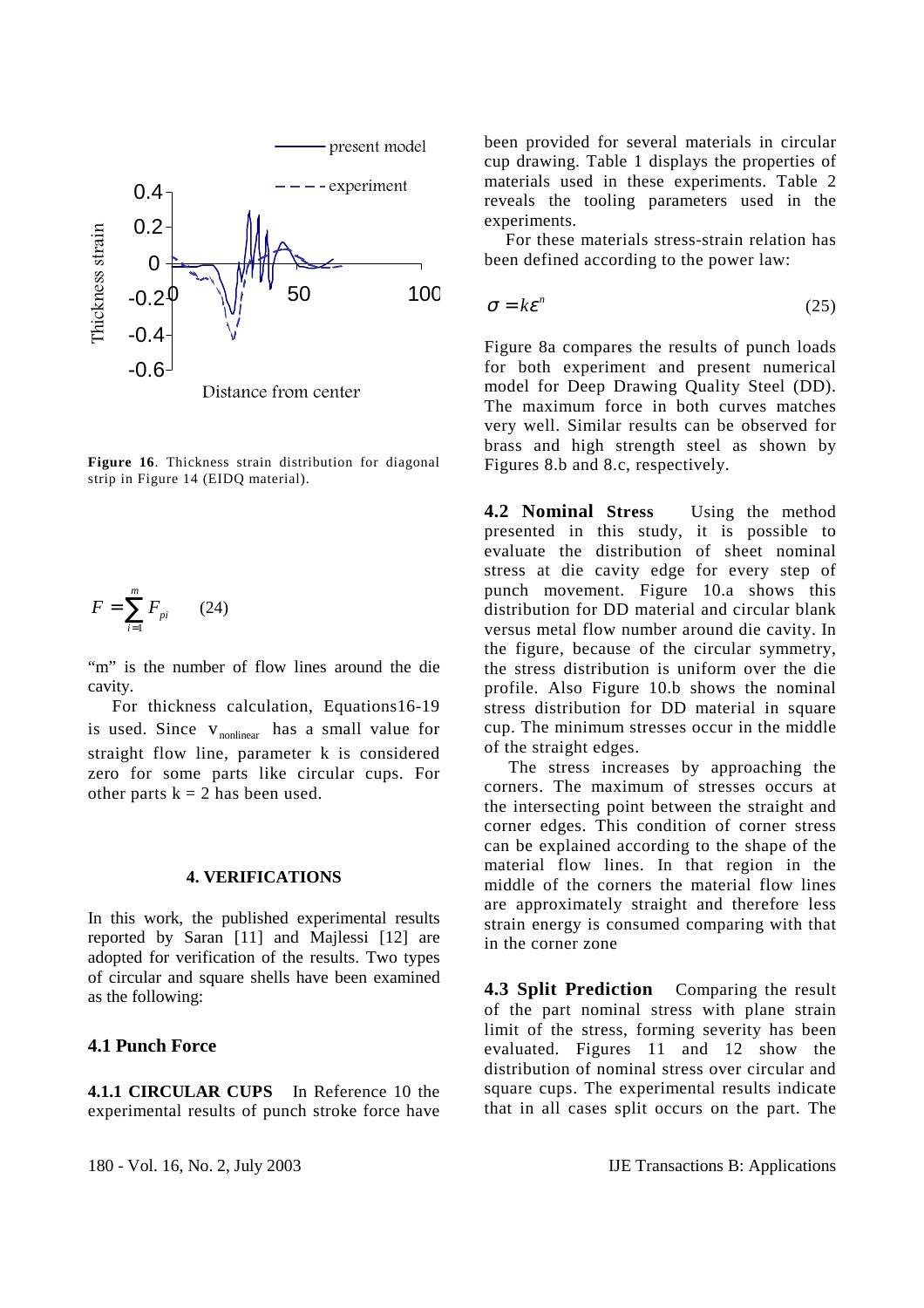Figure 16. Thickness strain distribution for diagonal strip in Figure 14 (EIDQ material).

$$F = \sum_{i=1}^{m} F_{pi} \qquad (24)$$

"m" is the number of flow lines around the die cavity.

For thickness calculation, Equations16-19 is used. Since $v_{nonlinear}$ has a small value for straight flow line, parameter k is considered zero for some parts like circular cups. For other parts k = 2 has been used.

## 4. VERIFICATIONS

In this work, the published experimental results reported by Saran [11] and Majlessi [12] are adopted for verification of the results. Two types of circular and square shells have been examined as the following:

### 4.1 Punch Force

**4.1.1 CIRCULAR CUPS** In Reference 10 the experimental results of punch stroke force have been provided for several materials in circular cup drawing. Table 1 displays the properties of materials used in these experiments. Table 2 reveals the tooling parameters used in the experiments.

For these materials stress-strain relation has been defined according to the power law:

$$\sigma = k\varepsilon^{n} \qquad (25)$$

Figure 8a compares the results of punch loads for both experiment and present numerical model for Deep Drawing Quality Steel (DD). The maximum force in both curves matches very well. Similar results can be observed for brass and high strength steel as shown by Figures 8.b and 8.c, respectively.

**4.2 Nominal Stress** Using the method presented in this study, it is possible to evaluate the distribution of sheet nominal stress at die cavity edge for every step of punch movement. Figure 10.a shows this distribution for DD material and circular blank versus metal flow number around die cavity. In the figure, because of the circular symmetry, the stress distribution is uniform over the die profile. Also Figure 10.b shows the nominal stress distribution for DD material in square cup. The minimum stresses occur in the middle of the straight edges.

The stress increases by approaching the corners. The maximum of stresses occurs at the intersecting point between the straight and corner edges. This condition of corner stress can be explained according to the shape of the material flow lines. In that region in the middle of the corners the material flow lines are approximately straight and therefore less strain energy is consumed comparing with that in the corner zone

**4.3 Split Prediction** Comparing the result of the part nominal stress with plane strain limit of the stress, forming severity has been evaluated. Figures 11 and 12 show the distribution of nominal stress over circular and square cups. The experimental results indicate that in all cases split occurs on the part. The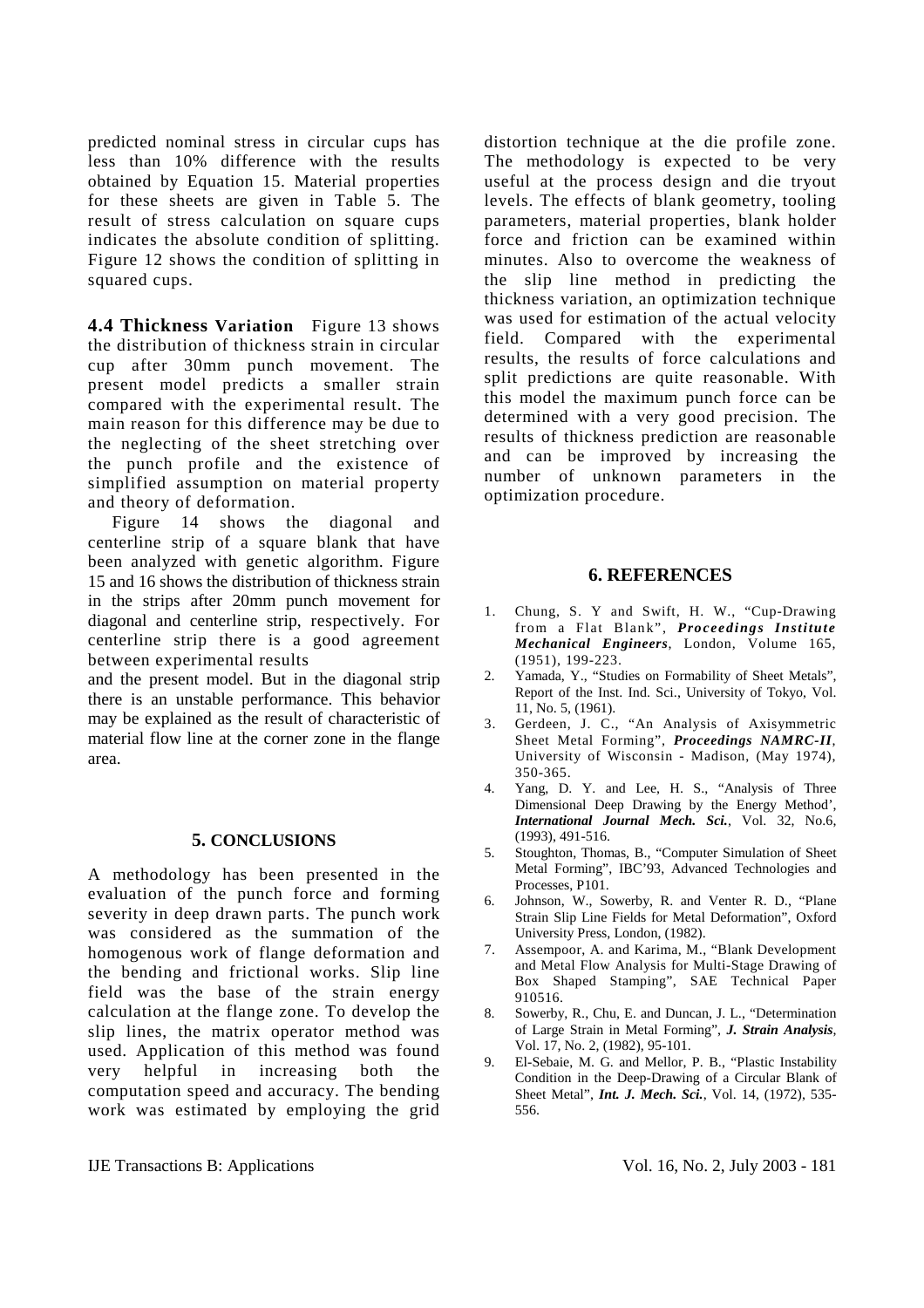predicted nominal stress in circular cups has less than 10% difference with the results obtained by Equation 15. Material properties for these sheets are given in Table 5. The result of stress calculation on square cups indicates the absolute condition of splitting. Figure 12 shows the condition of splitting in squared cups.

**4.4 Thickness Variation** Figure 13 shows the distribution of thickness strain in circular cup after 30mm punch movement. The present model predicts a smaller strain compared with the experimental result. The main reason for this difference may be due to the neglecting of the sheet stretching over the punch profile and the existence of simplified assumption on material property and theory of deformation.

Figure 14 shows the diagonal and centerline strip of a square blank that have been analyzed with genetic algorithm. Figure 15 and 16 shows the distribution of thickness strain in the strips after 20mm punch movement for diagonal and centerline strip, respectively. For centerline strip there is a good agreement between experimental results and the present model. But in the diagonal strip there is an unstable performance. This behavior may be explained as the result of characteristic of material flow line at the corner zone in the flange area.

## 5. CONCLUSIONS

A methodology has been presented in the evaluation of the punch force and forming severity in deep drawn parts. The punch work was considered as the summation of the homogenous work of flange deformation and the bending and frictional works. Slip line field was the base of the strain energy calculation at the flange zone. To develop the slip lines, the matrix operator method was used. Application of this method was found very helpful in increasing both the computation speed and accuracy. The bending work was estimated by employing the grid distortion technique at the die profile zone. The methodology is expected to be very useful at the process design and die tryout levels. The effects of blank geometry, tooling parameters, material properties, blank holder force and friction can be examined within minutes. Also to overcome the weakness of the slip line method in predicting the thickness variation, an optimization technique was used for estimation of the actual velocity field. Compared with the experimental results, the results of force calculations and split predictions are quite reasonable. With this model the maximum punch force can be determined with a very good precision. The results of thickness prediction are reasonable and can be improved by increasing the number of unknown parameters in the optimization procedure.

## 6. REFERENCES

1. Chung, S. Y and Swift, H. W., "Cup-Drawing from a Flat Blank", ***Proceedings Institute Mechanical Engineers***, London, Volume 165, (1951), 199-223.
2. Yamada, Y., "Studies on Formability of Sheet Metals", Report of the Inst. Ind. Sci., University of Tokyo, Vol. 11, No. 5, (1961).
3. Gerdeen, J. C., "An Analysis of Axisymmetric Sheet Metal Forming", ***Proceedings NAMRC-II***, University of Wisconsin - Madison, (May 1974), 350-365.
4. Yang, D. Y. and Lee, H. S., "Analysis of Three Dimensional Deep Drawing by the Energy Method', ***International Journal Mech. Sci.***, Vol. 32, No.6, (1993), 491-516.
5. Stoughton, Thomas, B., "Computer Simulation of Sheet Metal Forming", IBC'93, Advanced Technologies and Processes, P101.
6. Johnson, W., Sowerby, R. and Venter R. D., "Plane Strain Slip Line Fields for Metal Deformation", Oxford University Press, London, (1982).
7. Assempoor, A. and Karima, M., "Blank Development and Metal Flow Analysis for Multi-Stage Drawing of Box Shaped Stamping", SAE Technical Paper 910516.
8. Sowerby, R., Chu, E. and Duncan, J. L., "Determination of Large Strain in Metal Forming", ***J. Strain Analysis***, Vol. 17, No. 2, (1982), 95-101.
9. El-Sebaie, M. G. and Mellor, P. B., "Plastic Instability Condition in the Deep-Drawing of a Circular Blank of Sheet Metal", ***Int. J. Mech. Sci.***, Vol. 14, (1972), 535-556.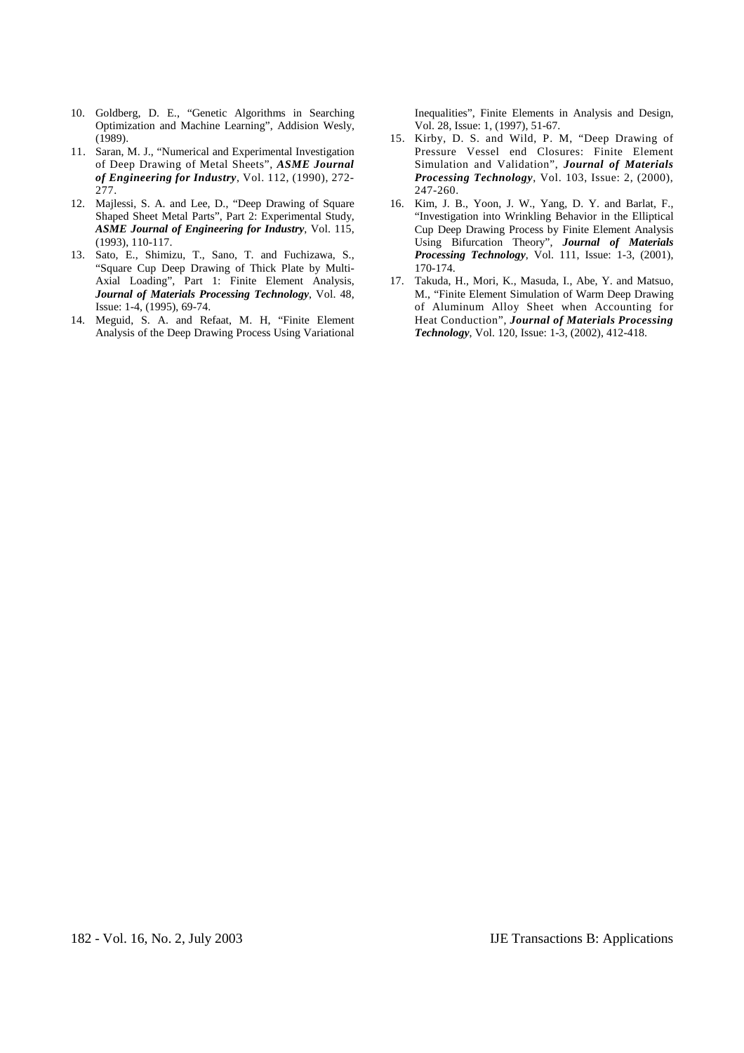10. Goldberg, D. E., "Genetic Algorithms in Searching Optimization and Machine Learning", Addision Wesly, (1989).
11. Saran, M. J., "Numerical and Experimental Investigation of Deep Drawing of Metal Sheets", ***ASME Journal of Engineering for Industry***, Vol. 112, (1990), 272-277.
12. Majlessi, S. A. and Lee, D., "Deep Drawing of Square Shaped Sheet Metal Parts", Part 2: Experimental Study, ***ASME Journal of Engineering for Industry***, Vol. 115, (1993), 110-117.
13. Sato, E., Shimizu, T., Sano, T. and Fuchizawa, S., "Square Cup Deep Drawing of Thick Plate by Multi-Axial Loading", Part 1: Finite Element Analysis, ***Journal of Materials Processing Technology***, Vol. 48, Issue: 1-4, (1995), 69-74.
14. Meguid, S. A. and Refaat, M. H, "Finite Element Analysis of the Deep Drawing Process Using Variational Inequalities", Finite Elements in Analysis and Design, Vol. 28, Issue: 1, (1997), 51-67.
15. Kirby, D. S. and Wild, P. M, "Deep Drawing of Pressure Vessel end Closures: Finite Element Simulation and Validation", ***Journal of Materials Processing Technology***, Vol. 103, Issue: 2, (2000), 247-260.
16. Kim, J. B., Yoon, J. W., Yang, D. Y. and Barlat, F., "Investigation into Wrinkling Behavior in the Elliptical Cup Deep Drawing Process by Finite Element Analysis Using Bifurcation Theory", ***Journal of Materials Processing Technology***, Vol. 111, Issue: 1-3, (2001), 170-174.
17. Takuda, H., Mori, K., Masuda, I., Abe, Y. and Matsuo, M., "Finite Element Simulation of Warm Deep Drawing of Aluminum Alloy Sheet when Accounting for Heat Conduction", ***Journal of Materials Processing Technology***, Vol. 120, Issue: 1-3, (2002), 412-418.